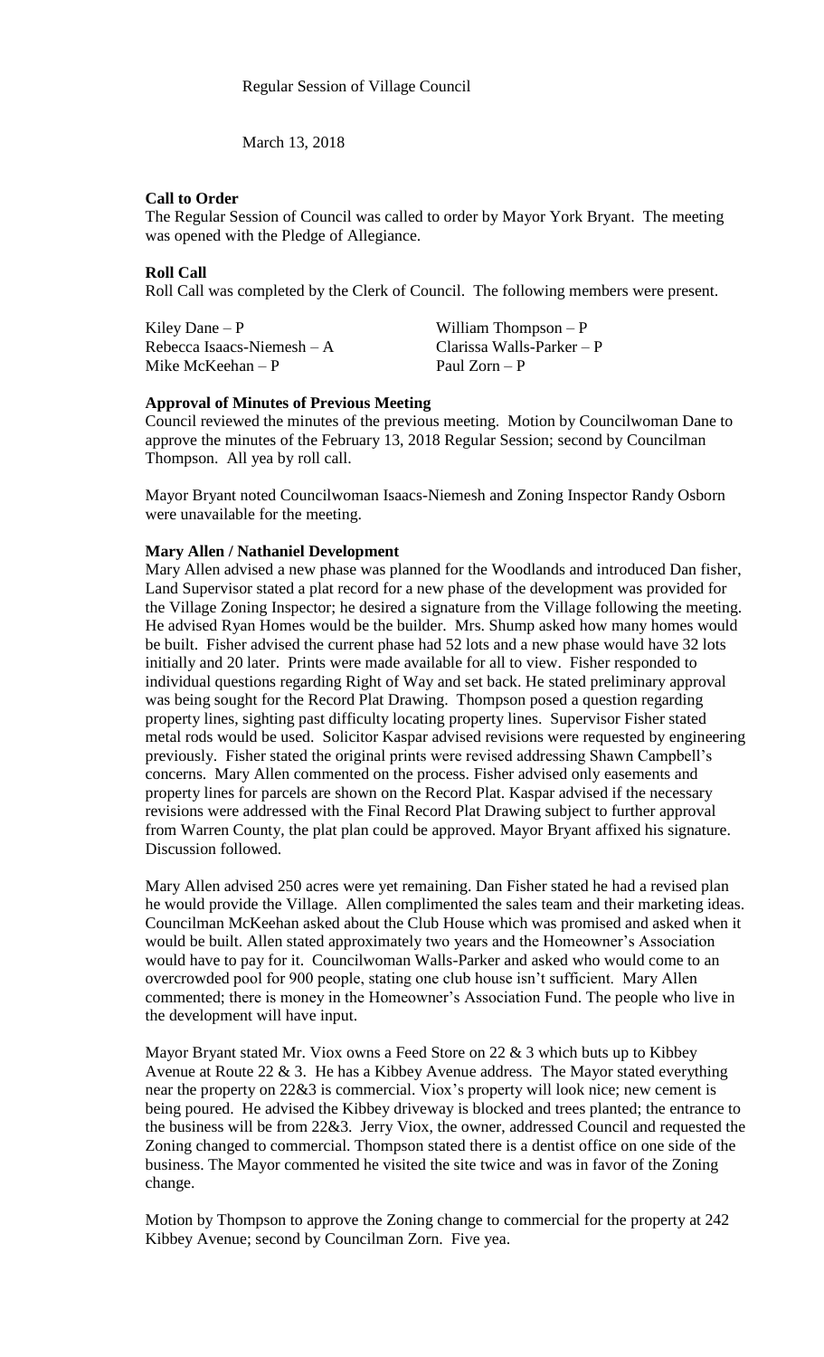Regular Session of Village Council

March 13, 2018

**Call to Order**

The Regular Session of Council was called to order by Mayor York Bryant. The meeting was opened with the Pledge of Allegiance.

**Roll Call**

Roll Call was completed by the Clerk of Council. The following members were present.

| | |
|---|---|
| Kiley Dane – P | William Thompson – P |
| Rebecca Isaacs-Niemesh – A | Clarissa Walls-Parker – P |
| Mike McKeehan – P | Paul Zorn – P |

**Approval of Minutes of Previous Meeting**

Council reviewed the minutes of the previous meeting. Motion by Councilwoman Dane to approve the minutes of the February 13, 2018 Regular Session; second by Councilman Thompson. All yea by roll call.

Mayor Bryant noted Councilwoman Isaacs-Niemesh and Zoning Inspector Randy Osborn were unavailable for the meeting.

**Mary Allen / Nathaniel Development**

Mary Allen advised a new phase was planned for the Woodlands and introduced Dan fisher, Land Supervisor stated a plat record for a new phase of the development was provided for the Village Zoning Inspector; he desired a signature from the Village following the meeting. He advised Ryan Homes would be the builder. Mrs. Shump asked how many homes would be built. Fisher advised the current phase had 52 lots and a new phase would have 32 lots initially and 20 later. Prints were made available for all to view. Fisher responded to individual questions regarding Right of Way and set back. He stated preliminary approval was being sought for the Record Plat Drawing. Thompson posed a question regarding property lines, sighting past difficulty locating property lines. Supervisor Fisher stated metal rods would be used. Solicitor Kaspar advised revisions were requested by engineering previously. Fisher stated the original prints were revised addressing Shawn Campbell's concerns. Mary Allen commented on the process. Fisher advised only easements and property lines for parcels are shown on the Record Plat. Kaspar advised if the necessary revisions were addressed with the Final Record Plat Drawing subject to further approval from Warren County, the plat plan could be approved. Mayor Bryant affixed his signature. Discussion followed.

Mary Allen advised 250 acres were yet remaining. Dan Fisher stated he had a revised plan he would provide the Village. Allen complimented the sales team and their marketing ideas. Councilman McKeehan asked about the Club House which was promised and asked when it would be built. Allen stated approximately two years and the Homeowner's Association would have to pay for it. Councilwoman Walls-Parker and asked who would come to an overcrowded pool for 900 people, stating one club house isn't sufficient. Mary Allen commented; there is money in the Homeowner's Association Fund. The people who live in the development will have input.

Mayor Bryant stated Mr. Viox owns a Feed Store on 22 & 3 which buts up to Kibbey Avenue at Route 22 & 3. He has a Kibbey Avenue address. The Mayor stated everything near the property on 22&3 is commercial. Viox's property will look nice; new cement is being poured. He advised the Kibbey driveway is blocked and trees planted; the entrance to the business will be from 22&3. Jerry Viox, the owner, addressed Council and requested the Zoning changed to commercial. Thompson stated there is a dentist office on one side of the business. The Mayor commented he visited the site twice and was in favor of the Zoning change.

Motion by Thompson to approve the Zoning change to commercial for the property at 242 Kibbey Avenue; second by Councilman Zorn. Five yea.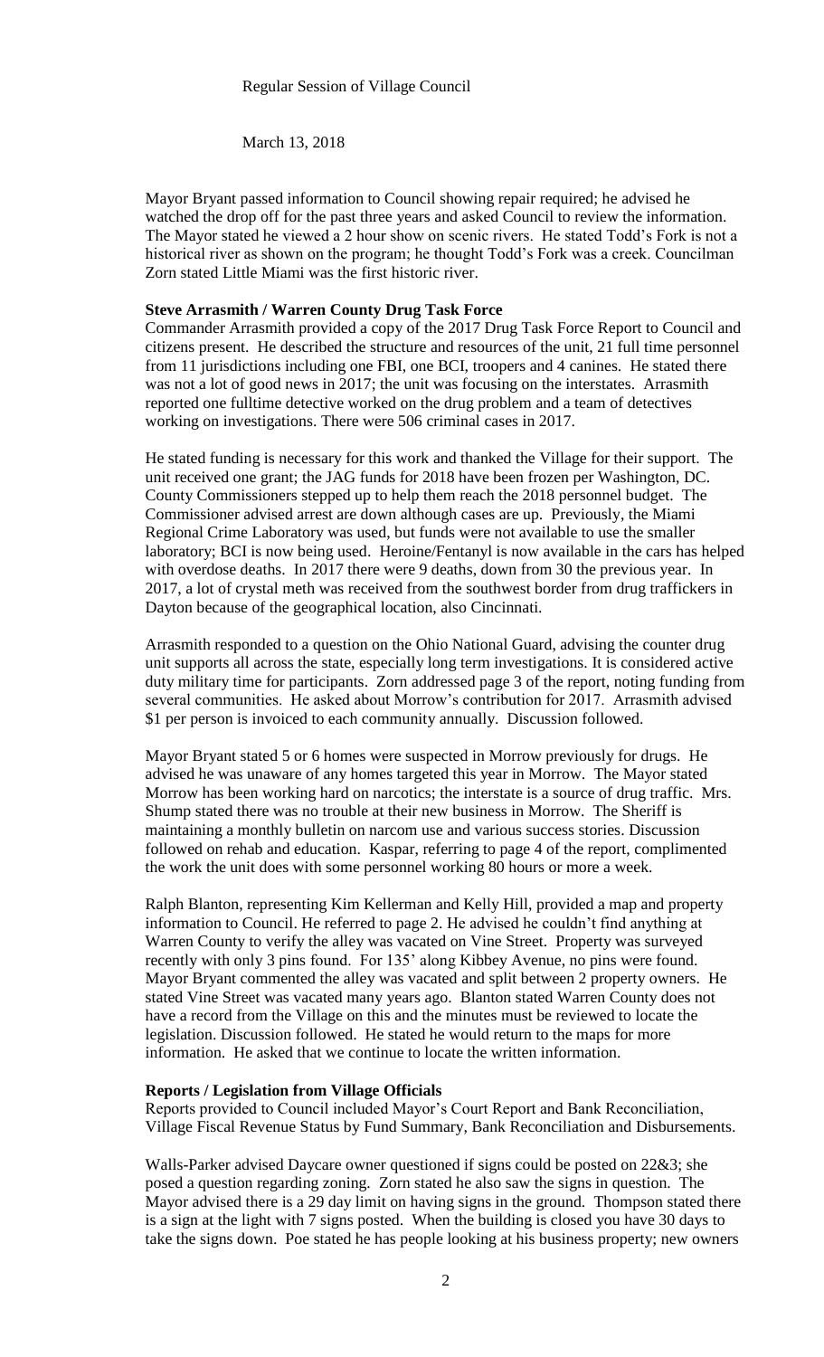Regular Session of Village Council

March 13, 2018

Mayor Bryant passed information to Council showing repair required; he advised he watched the drop off for the past three years and asked Council to review the information. The Mayor stated he viewed a 2 hour show on scenic rivers. He stated Todd's Fork is not a historical river as shown on the program; he thought Todd's Fork was a creek. Councilman Zorn stated Little Miami was the first historic river.

**Steve Arrasmith / Warren County Drug Task Force**

Commander Arrasmith provided a copy of the 2017 Drug Task Force Report to Council and citizens present. He described the structure and resources of the unit, 21 full time personnel from 11 jurisdictions including one FBI, one BCI, troopers and 4 canines. He stated there was not a lot of good news in 2017; the unit was focusing on the interstates. Arrasmith reported one fulltime detective worked on the drug problem and a team of detectives working on investigations. There were 506 criminal cases in 2017.

He stated funding is necessary for this work and thanked the Village for their support. The unit received one grant; the JAG funds for 2018 have been frozen per Washington, DC. County Commissioners stepped up to help them reach the 2018 personnel budget. The Commissioner advised arrest are down although cases are up. Previously, the Miami Regional Crime Laboratory was used, but funds were not available to use the smaller laboratory; BCI is now being used. Heroine/Fentanyl is now available in the cars has helped with overdose deaths. In 2017 there were 9 deaths, down from 30 the previous year. In 2017, a lot of crystal meth was received from the southwest border from drug traffickers in Dayton because of the geographical location, also Cincinnati.

Arrasmith responded to a question on the Ohio National Guard, advising the counter drug unit supports all across the state, especially long term investigations. It is considered active duty military time for participants. Zorn addressed page 3 of the report, noting funding from several communities. He asked about Morrow's contribution for 2017. Arrasmith advised $1 per person is invoiced to each community annually. Discussion followed.

Mayor Bryant stated 5 or 6 homes were suspected in Morrow previously for drugs. He advised he was unaware of any homes targeted this year in Morrow. The Mayor stated Morrow has been working hard on narcotics; the interstate is a source of drug traffic. Mrs. Shump stated there was no trouble at their new business in Morrow. The Sheriff is maintaining a monthly bulletin on narcom use and various success stories. Discussion followed on rehab and education. Kaspar, referring to page 4 of the report, complimented the work the unit does with some personnel working 80 hours or more a week.

Ralph Blanton, representing Kim Kellerman and Kelly Hill, provided a map and property information to Council. He referred to page 2. He advised he couldn't find anything at Warren County to verify the alley was vacated on Vine Street. Property was surveyed recently with only 3 pins found. For 135' along Kibbey Avenue, no pins were found. Mayor Bryant commented the alley was vacated and split between 2 property owners. He stated Vine Street was vacated many years ago. Blanton stated Warren County does not have a record from the Village on this and the minutes must be reviewed to locate the legislation. Discussion followed. He stated he would return to the maps for more information. He asked that we continue to locate the written information.

**Reports / Legislation from Village Officials**

Reports provided to Council included Mayor's Court Report and Bank Reconciliation, Village Fiscal Revenue Status by Fund Summary, Bank Reconciliation and Disbursements.

Walls-Parker advised Daycare owner questioned if signs could be posted on 22&3; she posed a question regarding zoning. Zorn stated he also saw the signs in question. The Mayor advised there is a 29 day limit on having signs in the ground. Thompson stated there is a sign at the light with 7 signs posted. When the building is closed you have 30 days to take the signs down. Poe stated he has people looking at his business property; new owners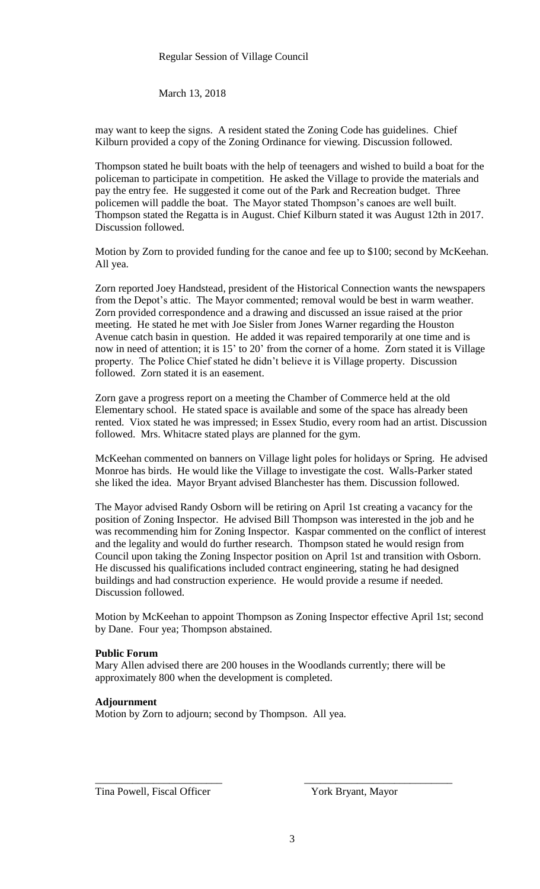may want to keep the signs. A resident stated the Zoning Code has guidelines. Chief Kilburn provided a copy of the Zoning Ordinance for viewing. Discussion followed.

Thompson stated he built boats with the help of teenagers and wished to build a boat for the policeman to participate in competition. He asked the Village to provide the materials and pay the entry fee. He suggested it come out of the Park and Recreation budget. Three policemen will paddle the boat. The Mayor stated Thompson's canoes are well built. Thompson stated the Regatta is in August. Chief Kilburn stated it was August 12th in 2017. Discussion followed.

Motion by Zorn to provided funding for the canoe and fee up to $100; second by McKeehan. All yea.

Zorn reported Joey Handstead, president of the Historical Connection wants the newspapers from the Depot's attic. The Mayor commented; removal would be best in warm weather. Zorn provided correspondence and a drawing and discussed an issue raised at the prior meeting. He stated he met with Joe Sisler from Jones Warner regarding the Houston Avenue catch basin in question. He added it was repaired temporarily at one time and is now in need of attention; it is 15' to 20' from the corner of a home. Zorn stated it is Village property. The Police Chief stated he didn't believe it is Village property. Discussion followed. Zorn stated it is an easement.

Zorn gave a progress report on a meeting the Chamber of Commerce held at the old Elementary school. He stated space is available and some of the space has already been rented. Viox stated he was impressed; in Essex Studio, every room had an artist. Discussion followed. Mrs. Whitacre stated plays are planned for the gym.

McKeehan commented on banners on Village light poles for holidays or Spring. He advised Monroe has birds. He would like the Village to investigate the cost. Walls-Parker stated she liked the idea. Mayor Bryant advised Blanchester has them. Discussion followed.

The Mayor advised Randy Osborn will be retiring on April 1st creating a vacancy for the position of Zoning Inspector. He advised Bill Thompson was interested in the job and he was recommending him for Zoning Inspector. Kaspar commented on the conflict of interest and the legality and would do further research. Thompson stated he would resign from Council upon taking the Zoning Inspector position on April 1st and transition with Osborn. He discussed his qualifications included contract engineering, stating he had designed buildings and had construction experience. He would provide a resume if needed. Discussion followed.

Motion by McKeehan to appoint Thompson as Zoning Inspector effective April 1st; second by Dane. Four yea; Thompson abstained.

**Public Forum**
Mary Allen advised there are 200 houses in the Woodlands currently; there will be approximately 800 when the development is completed.

**Adjournment**
Motion by Zorn to adjourn; second by Thompson. All yea.

\_\_\_\_\_\_\_\_\_\_\_\_\_\_\_\_\_\_\_\_\_\_\_\_ \_\_\_\_\_\_\_\_\_\_\_\_\_\_\_\_\_\_\_\_\_\_\_\_\_\_\_\_

Tina Powell, Fiscal Officer York Bryant, Mayor